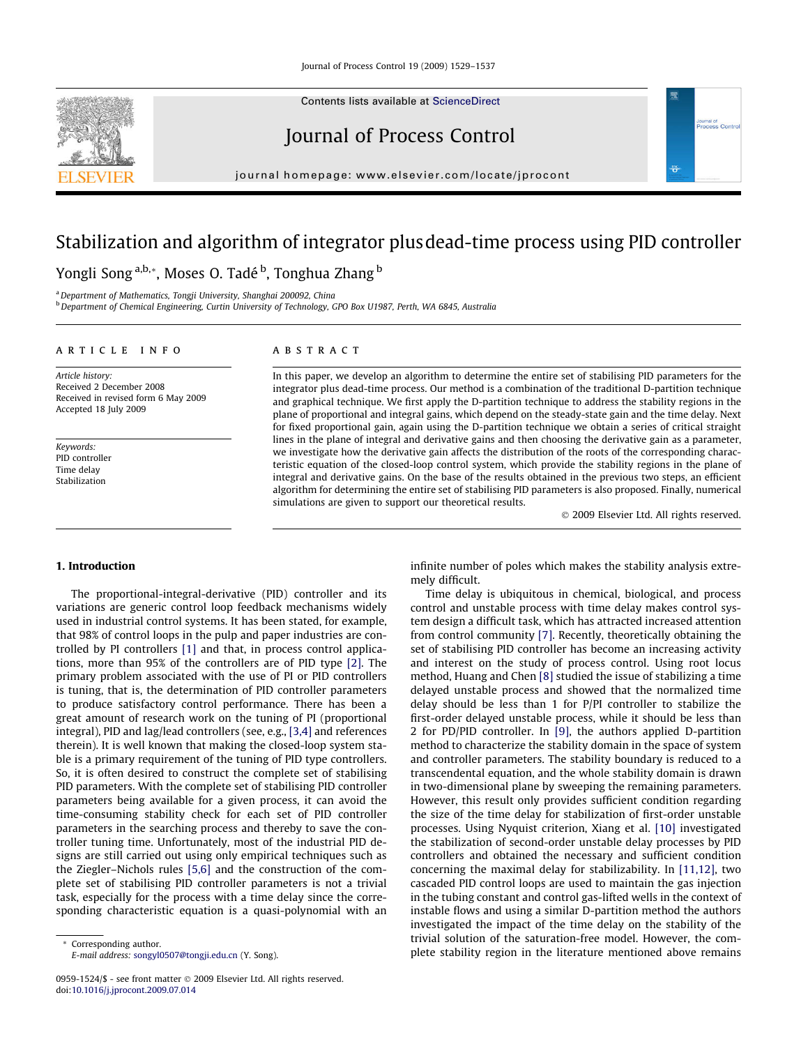# Stabilization and algorithm of integrator plus dead-time process using PID controller

Yongli Song [a,b,*], Moses O. Tadé [b], Tonghua Zhang [b]

[a] Department of Mathematics, Tongji University, Shanghai 200092, China
[b] Department of Chemical Engineering, Curtin University of Technology, GPO Box U1987, Perth, WA 6845, Australia

**ARTICLE INFO**

*Article history:*
Received 2 December 2008
Received in revised form 6 May 2009
Accepted 18 July 2009

*Keywords:*
PID controller
Time delay
Stabilization

**ABSTRACT**

In this paper, we develop an algorithm to determine the entire set of stabilising PID parameters for the integrator plus dead-time process. Our method is a combination of the traditional D-partition technique and graphical technique. We first apply the D-partition technique to address the stability regions in the plane of proportional and integral gains, which depend on the steady-state gain and the time delay. Next for fixed proportional gain, again using the D-partition technique we obtain a series of critical straight lines in the plane of integral and derivative gains and then choosing the derivative gain as a parameter, we investigate how the derivative gain affects the distribution of the roots of the corresponding characteristic equation of the closed-loop control system, which provide the stability regions in the plane of integral and derivative gains. On the base of the results obtained in the previous two steps, an efficient algorithm for determining the entire set of stabilising PID parameters is also proposed. Finally, numerical simulations are given to support our theoretical results.

© 2009 Elsevier Ltd. All rights reserved.

## 1. Introduction

The proportional-integral-derivative (PID) controller and its variations are generic control loop feedback mechanisms widely used in industrial control systems. It has been stated, for example, that 98% of control loops in the pulp and paper industries are controlled by PI controllers [1] and that, in process control applications, more than 95% of the controllers are of PID type [2]. The primary problem associated with the use of PI or PID controllers is tuning, that is, the determination of PID controller parameters to produce satisfactory control performance. There has been a great amount of research work on the tuning of PI (proportional integral), PID and lag/lead controllers (see, e.g., [3,4] and references therein). It is well known that making the closed-loop system stable is a primary requirement of the tuning of PID type controllers. So, it is often desired to construct the complete set of stabilising PID parameters. With the complete set of stabilising PID controller parameters being available for a given process, it can avoid the time-consuming stability check for each set of PID controller parameters in the searching process and thereby to save the controller tuning time. Unfortunately, most of the industrial PID designs are still carried out using only empirical techniques such as the Ziegler–Nichols rules [5,6] and the construction of the complete set of stabilising PID controller parameters is not a trivial task, especially for the process with a time delay since the corresponding characteristic equation is a quasi-polynomial with an infinite number of poles which makes the stability analysis extremely difficult.

Time delay is ubiquitous in chemical, biological, and process control and unstable process with time delay makes control system design a difficult task, which has attracted increased attention from control community [7]. Recently, theoretically obtaining the set of stabilising PID controller has become an increasing activity and interest on the study of process control. Using root locus method, Huang and Chen [8] studied the issue of stabilizing a time delayed unstable process and showed that the normalized time delay should be less than 1 for P/PI controller to stabilize the first-order delayed unstable process, while it should be less than 2 for PD/PID controller. In [9], the authors applied D-partition method to characterize the stability domain in the space of system and controller parameters. The stability boundary is reduced to a transcendental equation, and the whole stability domain is drawn in two-dimensional plane by sweeping the remaining parameters. However, this result only provides sufficient condition regarding the size of the time delay for stabilization of first-order unstable processes. Using Nyquist criterion, Xiang et al. [10] investigated the stabilization of second-order unstable delay processes by PID controllers and obtained the necessary and sufficient condition concerning the maximal delay for stabilizability. In [11,12], two cascaded PID control loops are used to maintain the gas injection in the tubing constant and control gas-lifted wells in the context of instable flows and using a similar D-partition method the authors investigated the impact of the time delay on the stability of the trivial solution of the saturation-free model. However, the complete stability region in the literature mentioned above remains

* Corresponding author.
E-mail address: songyl0507@tongji.edu.cn (Y. Song).

0959-1524/$ - see front matter © 2009 Elsevier Ltd. All rights reserved.
doi:10.1016/j.jprocont.2009.07.014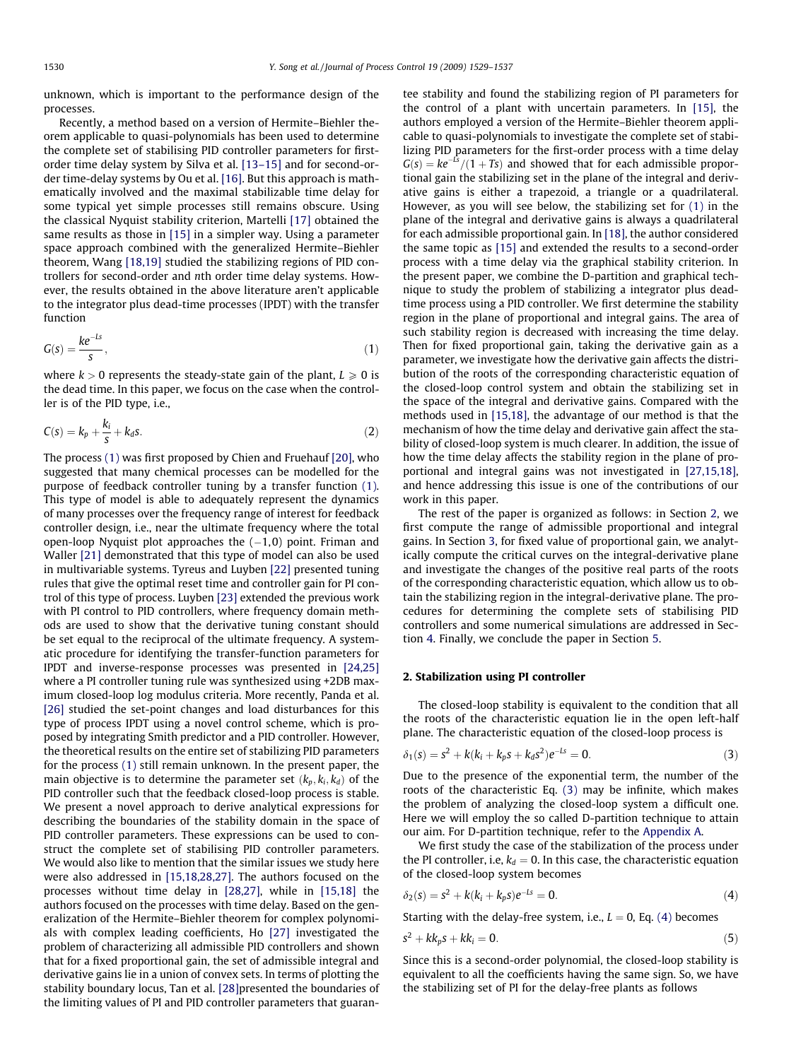unknown, which is important to the performance design of the processes.

Recently, a method based on a version of Hermite–Biehler theorem applicable to quasi-polynomials has been used to determine the complete set of stabilising PID controller parameters for first-order time delay system by Silva et al. [13–15] and for second-order time-delay systems by Ou et al. [16]. But this approach is mathematically involved and the maximal stabilizable time delay for some typical yet simple processes still remains obscure. Using the classical Nyquist stability criterion, Martelli [17] obtained the same results as those in [15] in a simpler way. Using a parameter space approach combined with the generalized Hermite–Biehler theorem, Wang [18,19] studied the stabilizing regions of PID controllers for second-order and nth order time delay systems. However, the results obtained in the above literature aren't applicable to the integrator plus dead-time processes (IPDT) with the transfer function

$$G(s) = \frac{ke^{-Ls}}{s}, \tag{1}$$

where $k > 0$ represents the steady-state gain of the plant, $L \geqslant 0$ is the dead time. In this paper, we focus on the case when the controller is of the PID type, i.e.,

$$C(s) = k_p + \frac{k_i}{s} + k_d s. \tag{2}$$

The process (1) was first proposed by Chien and Fruehauf [20], who suggested that many chemical processes can be modelled for the purpose of feedback controller tuning by a transfer function (1). This type of model is able to adequately represent the dynamics of many processes over the frequency range of interest for feedback controller design, i.e., near the ultimate frequency where the total open-loop Nyquist plot approaches the (−1,0) point. Friman and Waller [21] demonstrated that this type of model can also be used in multivariable systems. Tyreus and Luyben [22] presented tuning rules that give the optimal reset time and controller gain for PI control of this type of process. Luyben [23] extended the previous work with PI control to PID controllers, where frequency domain methods are used to show that the derivative tuning constant should be set equal to the reciprocal of the ultimate frequency. A systematic procedure for identifying the transfer-function parameters for IPDT and inverse-response processes was presented in [24,25] where a PI controller tuning rule was synthesized using +2DB maximum closed-loop log modulus criteria. More recently, Panda et al. [26] studied the set-point changes and load disturbances for this type of process IPDT using a novel control scheme, which is proposed by integrating Smith predictor and a PID controller. However, the theoretical results on the entire set of stabilizing PID parameters for the process (1) still remain unknown. In the present paper, the main objective is to determine the parameter set $(k_p, k_i, k_d)$ of the PID controller such that the feedback closed-loop process is stable. We present a novel approach to derive analytical expressions for describing the boundaries of the stability domain in the space of PID controller parameters. These expressions can be used to construct the complete set of stabilising PID controller parameters. We would also like to mention that the similar issues we study here were also addressed in [15,18,28,27]. The authors focused on the processes without time delay in [28,27], while in [15,18] the authors focused on the processes with time delay. Based on the generalization of the Hermite–Biehler theorem for complex polynomials with complex leading coefficients, Ho [27] investigated the problem of characterizing all admissible PID controllers and shown that for a fixed proportional gain, the set of admissible integral and derivative gains lie in a union of convex sets. In terms of plotting the stability boundary locus, Tan et al. [28]presented the boundaries of the limiting values of PI and PID controller parameters that guarantee stability and found the stabilizing region of PI parameters for the control of a plant with uncertain parameters. In [15], the authors employed a version of the Hermite–Biehler theorem applicable to quasi-polynomials to investigate the complete set of stabilizing PID parameters for the first-order process with a time delay $G(s) = ke^{-Ls}/(1 + Ts)$ and showed that for each admissible proportional gain the stabilizing set in the plane of the integral and derivative gains is either a trapezoid, a triangle or a quadrilateral. However, as you will see below, the stabilizing set for (1) in the plane of the integral and derivative gains is always a quadrilateral for each admissible proportional gain. In [18], the author considered the same topic as [15] and extended the results to a second-order process with a time delay via the graphical stability criterion. In the present paper, we combine the D-partition and graphical technique to study the problem of stabilizing a integrator plus dead-time process using a PID controller. We first determine the stability region in the plane of proportional and integral gains. The area of such stability region is decreased with increasing the time delay. Then for fixed proportional gain, taking the derivative gain as a parameter, we investigate how the derivative gain affects the distribution of the roots of the corresponding characteristic equation of the closed-loop control system and obtain the stabilizing set in the space of the integral and derivative gains. Compared with the methods used in [15,18], the advantage of our method is that the mechanism of how the time delay and derivative gain affect the stability of closed-loop system is much clearer. In addition, the issue of how the time delay affects the stability region in the plane of proportional and integral gains was not investigated in [27,15,18], and hence addressing this issue is one of the contributions of our work in this paper.

The rest of the paper is organized as follows: in Section 2, we first compute the range of admissible proportional and integral gains. In Section 3, for fixed value of proportional gain, we analytically compute the critical curves on the integral-derivative plane and investigate the changes of the positive real parts of the roots of the corresponding characteristic equation, which allow us to obtain the stabilizing region in the integral-derivative plane. The procedures for determining the complete sets of stabilising PID controllers and some numerical simulations are addressed in Section 4. Finally, we conclude the paper in Section 5.

## 2. Stabilization using PI controller

The closed-loop stability is equivalent to the condition that all the roots of the characteristic equation lie in the open left-half plane. The characteristic equation of the closed-loop process is

$$\delta_1(s) = s^2 + k(k_i + k_p s + k_d s^2)e^{-Ls} = 0. \tag{3}$$

Due to the presence of the exponential term, the number of the roots of the characteristic Eq. (3) may be infinite, which makes the problem of analyzing the closed-loop system a difficult one. Here we will employ the so called D-partition technique to attain our aim. For D-partition technique, refer to the Appendix A.

We first study the case of the stabilization of the process under the PI controller, i.e, $k_d = 0$. In this case, the characteristic equation of the closed-loop system becomes

$$\delta_2(s) = s^2 + k(k_i + k_p s)e^{-Ls} = 0. \tag{4}$$

Starting with the delay-free system, i.e., $L = 0$, Eq. (4) becomes

$$s^2 + kk_p s + kk_i = 0. \tag{5}$$

Since this is a second-order polynomial, the closed-loop stability is equivalent to all the coefficients having the same sign. So, we have the stabilizing set of PI for the delay-free plants as follows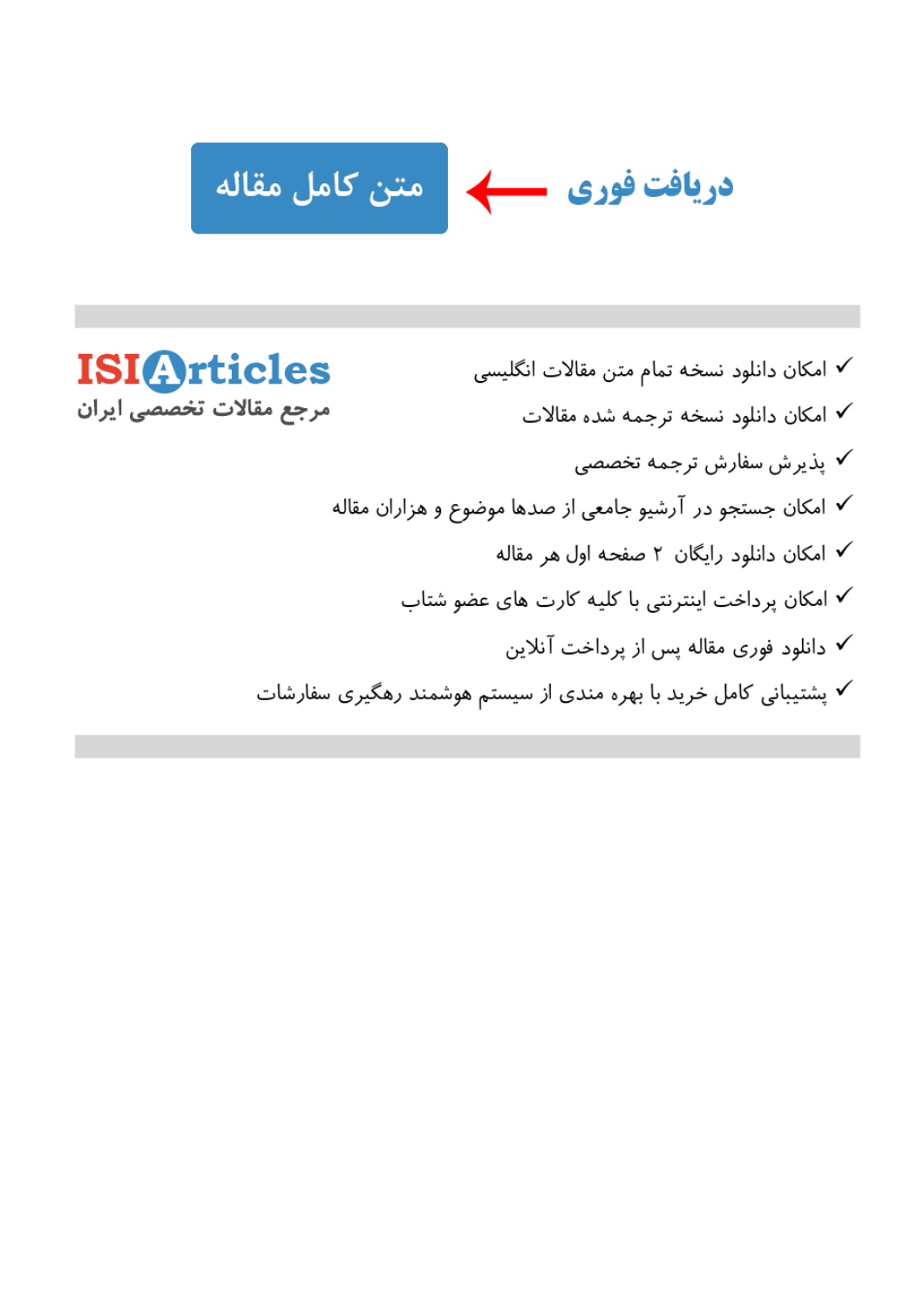دریافت فوری ← **متن کامل مقاله**

**ISIArticles**
مرجع مقالات تخصصی ایران

- ✓ امکان دانلود نسخه تمام متن مقالات انگلیسی
- ✓ امکان دانلود نسخه ترجمه شده مقالات
- ✓ پذیرش سفارش ترجمه تخصصی
- ✓ امکان جستجو در آرشیو جامعی از صدها موضوع و هزاران مقاله
- ✓ امکان دانلود رایگان ۲ صفحه اول هر مقاله
- ✓ امکان پرداخت اینترنتی با کلیه کارت های عضو شتاب
- ✓ دانلود فوری مقاله پس از پرداخت آنلاین
- ✓ پشتیبانی کامل خرید با بهره مندی از سیستم هوشمند رهگیری سفارشات